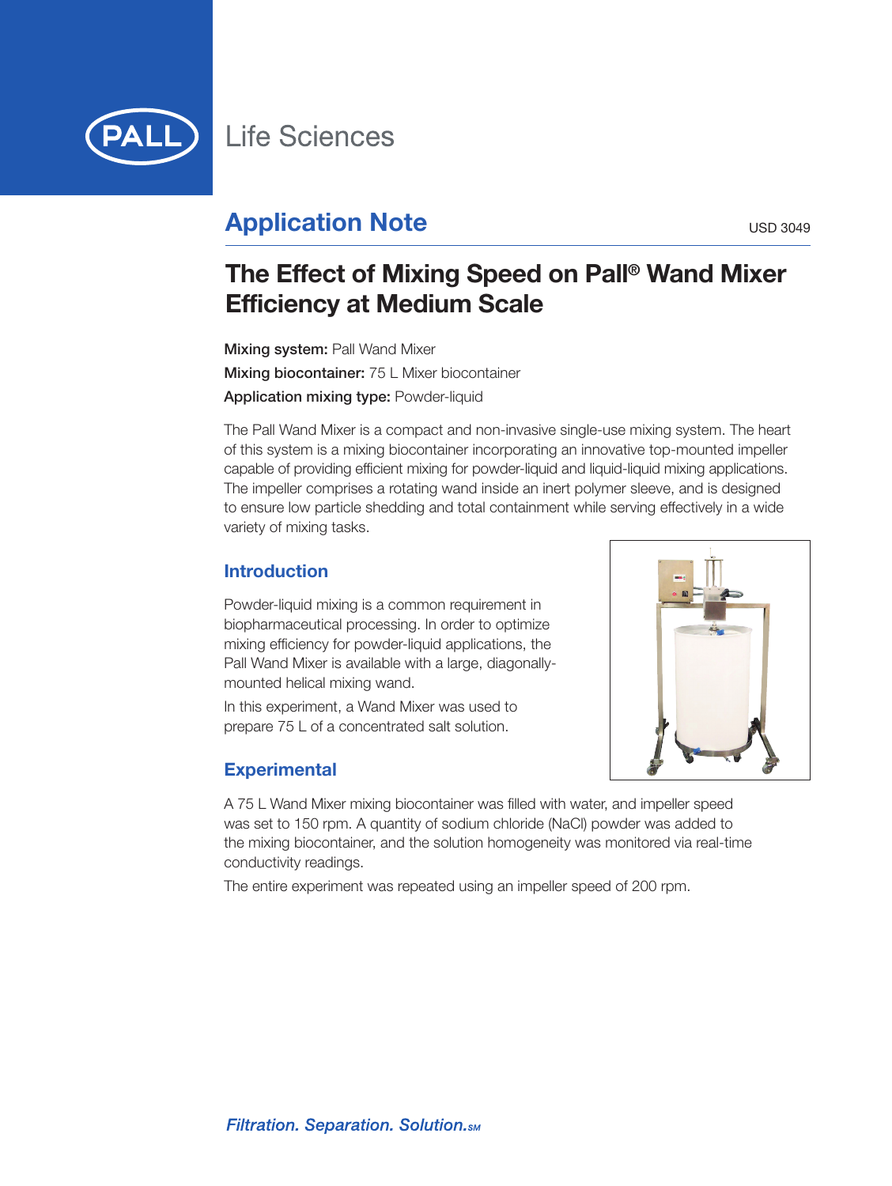PALL Life Sciences

## Application Note

USD 3049

# The Effect of Mixing Speed on Pall® Wand Mixer Efficiency at Medium Scale

**Mixing system:** Pall Wand Mixer

**Mixing biocontainer:** 75 L Mixer biocontainer

**Application mixing type:** Powder-liquid

The Pall Wand Mixer is a compact and non-invasive single-use mixing system. The heart of this system is a mixing biocontainer incorporating an innovative top-mounted impeller capable of providing efficient mixing for powder-liquid and liquid-liquid mixing applications. The impeller comprises a rotating wand inside an inert polymer sleeve, and is designed to ensure low particle shedding and total containment while serving effectively in a wide variety of mixing tasks.

## Introduction

Powder-liquid mixing is a common requirement in biopharmaceutical processing. In order to optimize mixing efficiency for powder-liquid applications, the Pall Wand Mixer is available with a large, diagonally-mounted helical mixing wand.

In this experiment, a Wand Mixer was used to prepare 75 L of a concentrated salt solution.

## Experimental

A 75 L Wand Mixer mixing biocontainer was filled with water, and impeller speed was set to 150 rpm. A quantity of sodium chloride (NaCl) powder was added to the mixing biocontainer, and the solution homogeneity was monitored via real-time conductivity readings.

The entire experiment was repeated using an impeller speed of 200 rpm.

*Filtration. Separation. Solution.SM*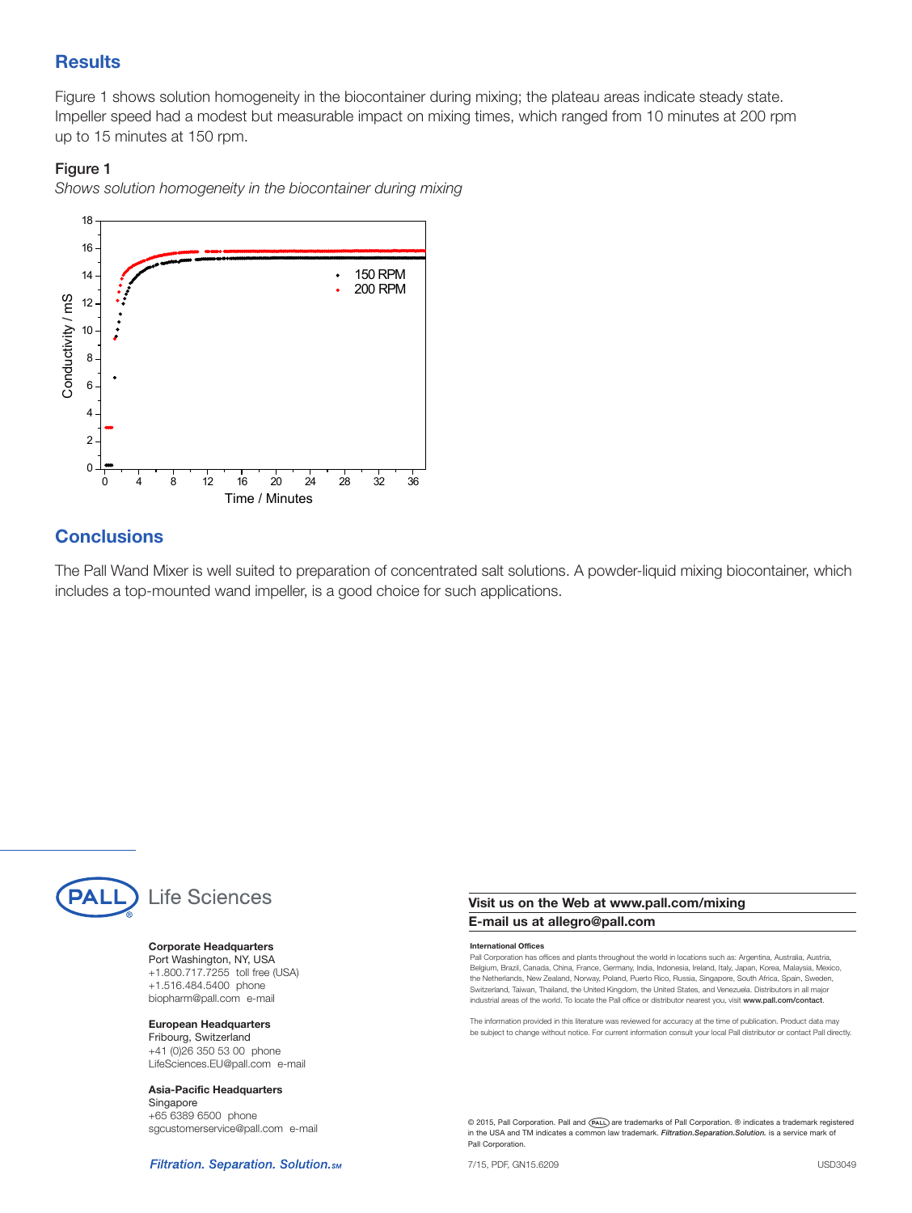## Results

Figure 1 shows solution homogeneity in the biocontainer during mixing; the plateau areas indicate steady state. Impeller speed had a modest but measurable impact on mixing times, which ranged from 10 minutes at 200 rpm up to 15 minutes at 150 rpm.

**Figure 1**

*Shows solution homogeneity in the biocontainer during mixing*

Conductivity / mS

18
16
14
12
10
8
6
4
2
0

0 4 8 12 16 20 24 28 32 36

Time / Minutes

150 RPM
200 RPM

## Conclusions

The Pall Wand Mixer is well suited to preparation of concentrated salt solutions. A powder-liquid mixing biocontainer, which includes a top-mounted wand impeller, is a good choice for such applications.

PALL Life Sciences

**Corporate Headquarters**
Port Washington, NY, USA
+1.800.717.7255 toll free (USA)
+1.516.484.5400 phone
biopharm@pall.com e-mail

**European Headquarters**
Fribourg, Switzerland
+41 (0)26 350 53 00 phone
LifeSciences.EU@pall.com e-mail

**Asia-Pacific Headquarters**
Singapore
+65 6389 6500 phone
sgcustomerservice@pall.com e-mail

**Visit us on the Web at www.pall.com/mixing**
**E-mail us at allegro@pall.com**

**International Offices**

Pall Corporation has offices and plants throughout the world in locations such as: Argentina, Australia, Austria, Belgium, Brazil, Canada, China, France, Germany, India, Indonesia, Ireland, Italy, Japan, Korea, Malaysia, Mexico, the Netherlands, New Zealand, Norway, Poland, Puerto Rico, Russia, Singapore, South Africa, Spain, Sweden, Switzerland, Taiwan, Thailand, the United Kingdom, the United States, and Venezuela. Distributors in all major industrial areas of the world. To locate the Pall office or distributor nearest you, visit **www.pall.com/contact**.

The information provided in this literature was reviewed for accuracy at the time of publication. Product data may be subject to change without notice. For current information consult your local Pall distributor or contact Pall directly.

© 2015, Pall Corporation. Pall and (PALL) are trademarks of Pall Corporation. ® indicates a trademark registered in the USA and TM indicates a common law trademark. ***Filtration.Separation.Solution.*** is a service mark of Pall Corporation.

*Filtration. Separation. Solution.SM*

7/15, PDF, GN15.6209

USD3049